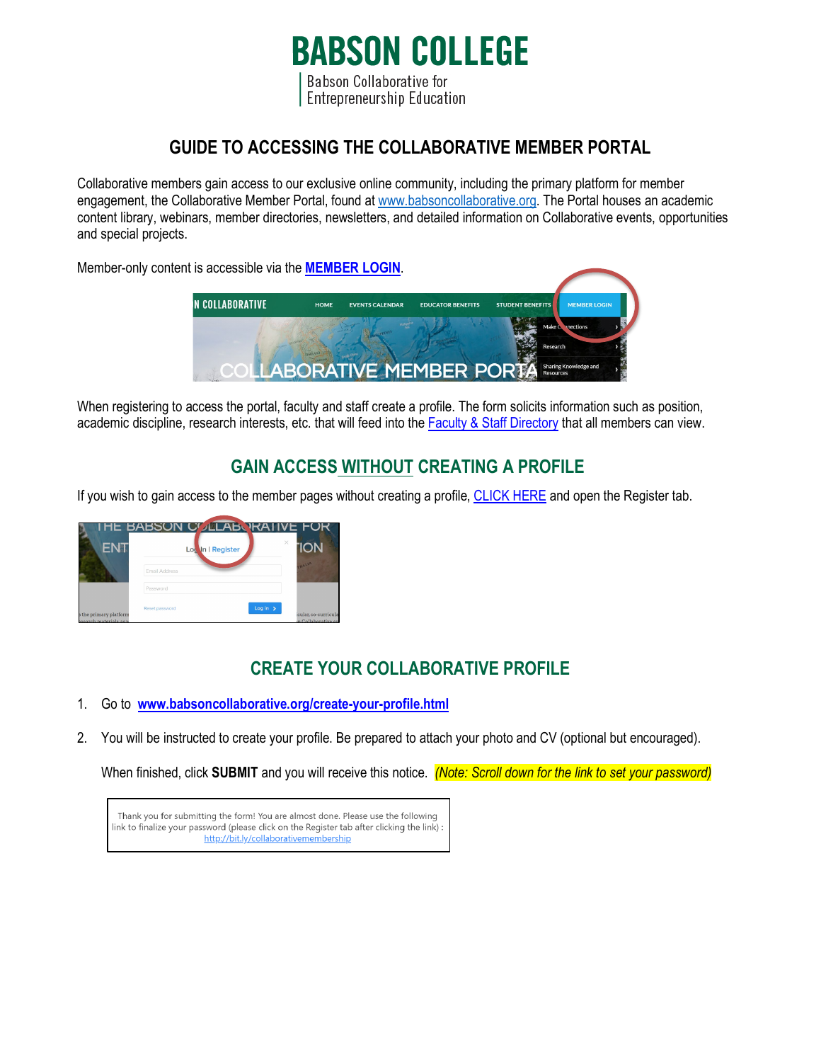# BABSON COLLEGE

Babson Collaborative for Entrepreneurship Education

## GUIDE TO ACCESSING THE COLLABORATIVE MEMBER PORTAL

Collaborative members gain access to our exclusive online community, including the primary platform for member engagement, the Collaborative Member Portal, found at www.babsoncollaborative.org. The Portal houses an academic content library, webinars, member directories, newsletters, and detailed information on Collaborative events, opportunities and special projects.

Member-only content is accessible via the **MEMBER LOGIN**.

When registering to access the portal, faculty and staff create a profile. The form solicits information such as position, academic discipline, research interests, etc. that will feed into the Faculty & Staff Directory that all members can view.

## GAIN ACCESS WITHOUT CREATING A PROFILE

If you wish to gain access to the member pages without creating a profile, CLICK HERE and open the Register tab.

## CREATE YOUR COLLABORATIVE PROFILE

1. Go to **www.babsoncollaborative.org/create-your-profile.html**
2. You will be instructed to create your profile. Be prepared to attach your photo and CV (optional but encouraged).

   When finished, click **SUBMIT** and you will receive this notice. *(Note: Scroll down for the link to set your password)*

> Thank you for submitting the form! You are almost done. Please use the following link to finalize your password (please click on the Register tab after clicking the link) : http://bit.ly/collaborativemembership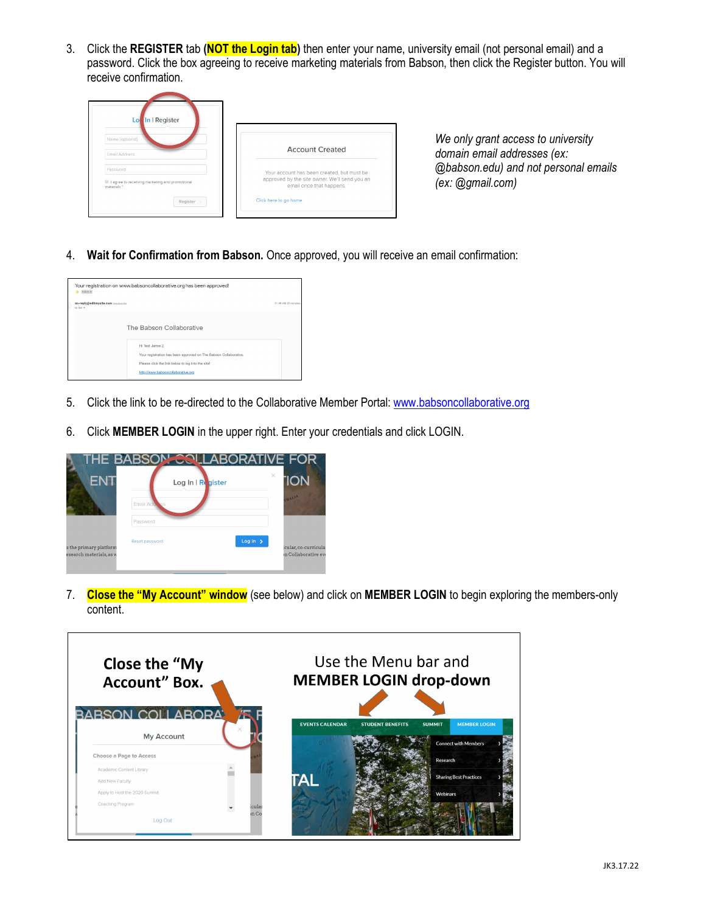3. Click the **REGISTER** tab (**NOT the Login tab**) then enter your name, university email (not personal email) and a password. Click the box agreeing to receive marketing materials from Babson, then click the Register button. You will receive confirmation.

*We only grant access to university domain email addresses (ex: @babson.edu) and not personal emails (ex: @gmail.com)*

4. **Wait for Confirmation from Babson.** Once approved, you will receive an email confirmation:

5. Click the link to be re-directed to the Collaborative Member Portal: [www.babsoncollaborative.org](http://www.babsoncollaborative.org)

6. Click **MEMBER LOGIN** in the upper right. Enter your credentials and click LOGIN.

7. **Close the "My Account" window** (see below) and click on **MEMBER LOGIN** to begin exploring the members-only content.

Close the "My Account" Box.

Use the Menu bar and **MEMBER LOGIN drop-down**

JK3.17.22